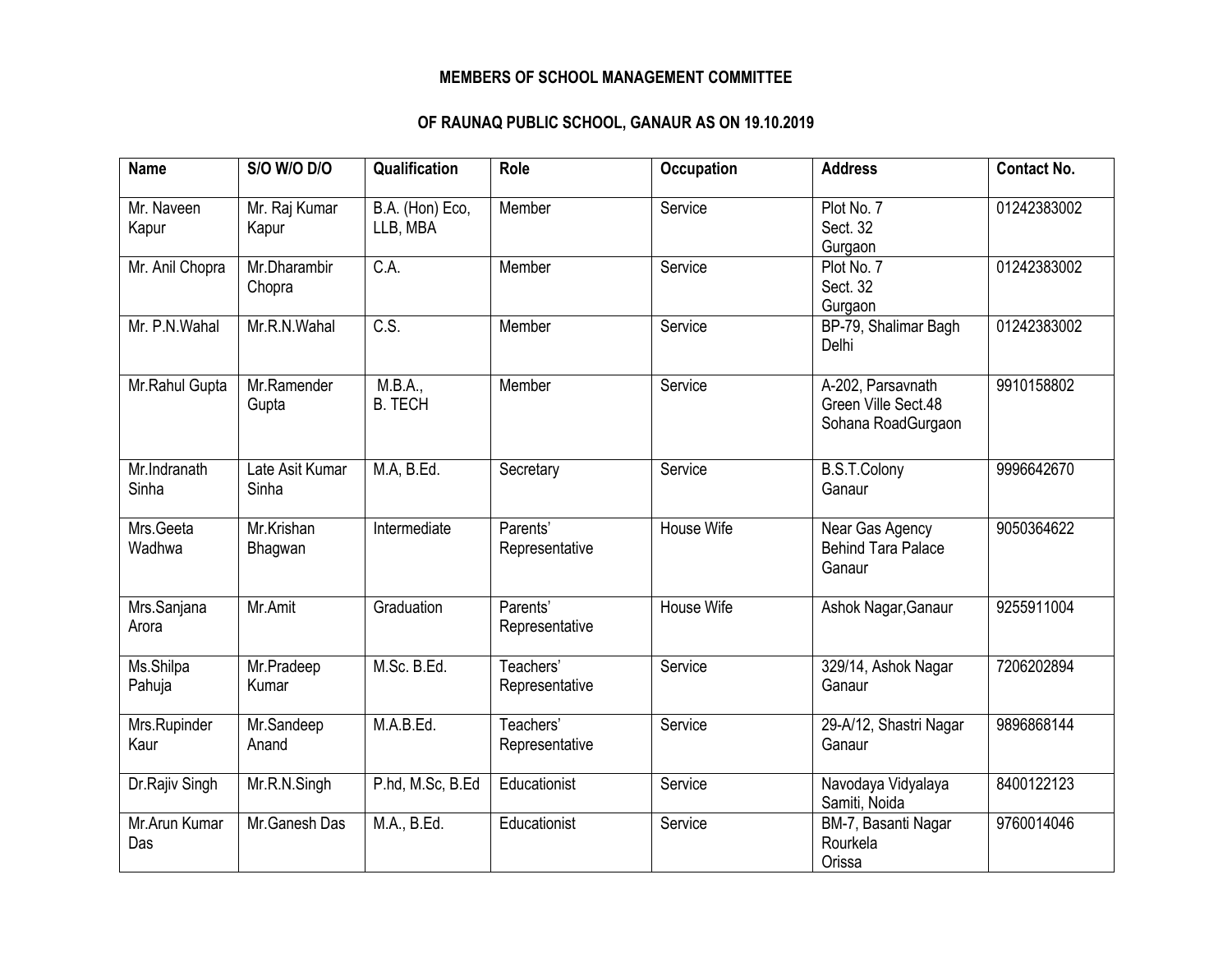**MEMBERS OF SCHOOL MANAGEMENT COMMITTEE**

**OF RAUNAQ PUBLIC SCHOOL, GANAUR AS ON 19.10.2019**

| Name | S/O W/O D/O | Qualification | Role | Occupation | Address | Contact No. |
|---|---|---|---|---|---|---|
| Mr. Naveen Kapur | Mr. Raj Kumar Kapur | B.A. (Hon) Eco, LLB, MBA | Member | Service | Plot No. 7 Sect. 32 Gurgaon | 01242383002 |
| Mr. Anil Chopra | Mr.Dharambir Chopra | C.A. | Member | Service | Plot No. 7 Sect. 32 Gurgaon | 01242383002 |
| Mr. P.N.Wahal | Mr.R.N.Wahal | C.S. | Member | Service | BP-79, Shalimar Bagh Delhi | 01242383002 |
| Mr.Rahul Gupta | Mr.Ramender Gupta | M.B.A., B. TECH | Member | Service | A-202, Parsavnath Green Ville Sect.48 Sohana RoadGurgaon | 9910158802 |
| Mr.Indranath Sinha | Late Asit Kumar Sinha | M.A, B.Ed. | Secretary | Service | B.S.T.Colony Ganaur | 9996642670 |
| Mrs.Geeta Wadhwa | Mr.Krishan Bhagwan | Intermediate | Parents' Representative | House Wife | Near Gas Agency Behind Tara Palace Ganaur | 9050364622 |
| Mrs.Sanjana Arora | Mr.Amit | Graduation | Parents' Representative | House Wife | Ashok Nagar,Ganaur | 9255911004 |
| Ms.Shilpa Pahuja | Mr.Pradeep Kumar | M.Sc. B.Ed. | Teachers' Representative | Service | 329/14, Ashok Nagar Ganaur | 7206202894 |
| Mrs.Rupinder Kaur | Mr.Sandeep Anand | M.A.B.Ed. | Teachers' Representative | Service | 29-A/12, Shastri Nagar Ganaur | 9896868144 |
| Dr.Rajiv Singh | Mr.R.N.Singh | P.hd, M.Sc, B.Ed | Educationist | Service | Navodaya Vidyalaya Samiti, Noida | 8400122123 |
| Mr.Arun Kumar Das | Mr.Ganesh Das | M.A., B.Ed. | Educationist | Service | BM-7, Basanti Nagar Rourkela Orissa | 9760014046 |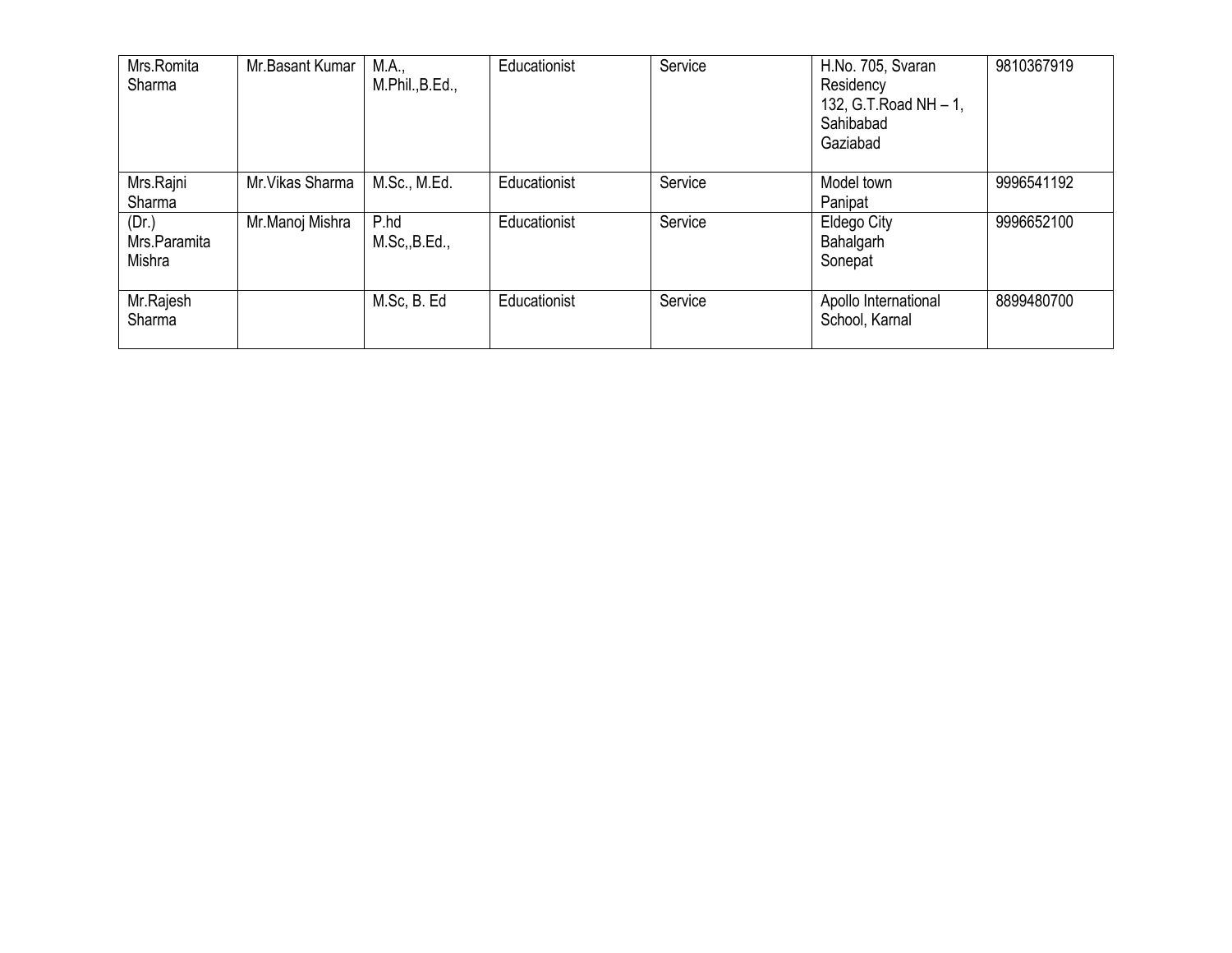| | | | | | | |
|---|---|---|---|---|---|---|
| Mrs.Romita Sharma | Mr.Basant Kumar | M.A., M.Phil.,B.Ed., | Educationist | Service | H.No. 705, Svaran Residency 132, G.T.Road NH – 1, Sahibabad Gaziabad | 9810367919 |
| Mrs.Rajni Sharma | Mr.Vikas Sharma | M.Sc., M.Ed. | Educationist | Service | Model town Panipat | 9996541192 |
| (Dr.) Mrs.Paramita Mishra | Mr.Manoj Mishra | P.hd M.Sc,,B.Ed., | Educationist | Service | Eldego City Bahalgarh Sonepat | 9996652100 |
| Mr.Rajesh Sharma | | M.Sc, B. Ed | Educationist | Service | Apollo International School, Karnal | 8899480700 |